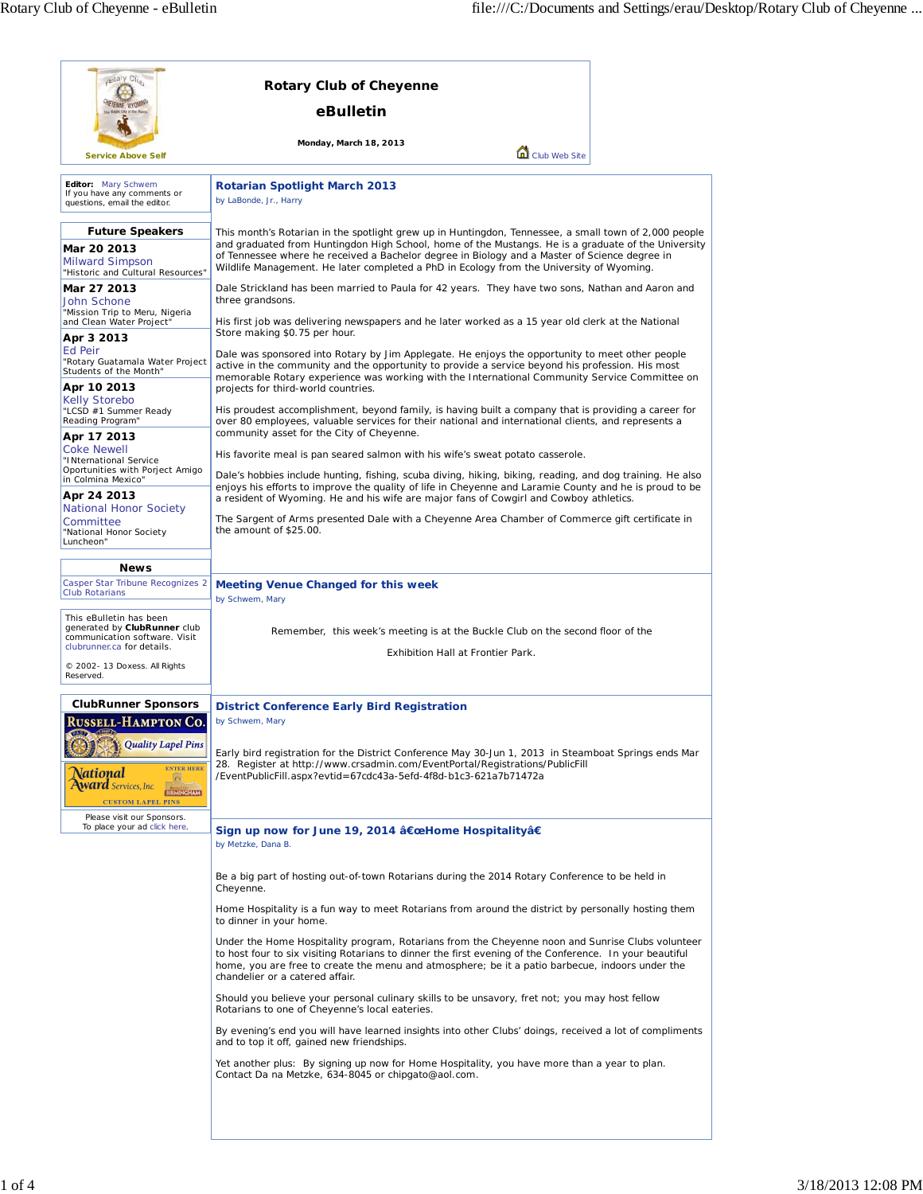# Rotary Club of Cheyenne

## eBulletin

**Monday, March 18, 2013**

Service Above Self

Club Web Site

**Editor:** Mary Schwem
If you have any comments or questions, email the editor.

### Future Speakers

**Mar 20 2013**
Milward Simpson
"Historic and Cultural Resources"

**Mar 27 2013**
John Schone
"Mission Trip to Meru, Nigeria and Clean Water Project"

**Apr 3 2013**
Ed Peir
"Rotary Guatamala Water Project Students of the Month"

**Apr 10 2013**
Kelly Storebo
"LCSD #1 Summer Ready Reading Program"

**Apr 17 2013**
Coke Newell
"INternational Service Oportunities with Porject Amigo in Colmina Mexico"

**Apr 24 2013**
National Honor Society Committee
"National Honor Society Luncheon"

### News

Casper Star Tribune Recognizes 2 Club Rotarians

This eBulletin has been generated by **ClubRunner** club communication software. Visit clubrunner.ca for details.

© 2002- 13 Doxess. All Rights Reserved.

### ClubRunner Sponsors

Please visit our Sponsors.
To place your ad click here.

## Rotarian Spotlight March 2013

by LaBonde, Jr., Harry

This month's Rotarian in the spotlight grew up in Huntingdon, Tennessee, a small town of 2,000 people and graduated from Huntingdon High School, home of the Mustangs. He is a graduate of the University of Tennessee where he received a Bachelor degree in Biology and a Master of Science degree in Wildlife Management. He later completed a PhD in Ecology from the University of Wyoming.

Dale Strickland has been married to Paula for 42 years. They have two sons, Nathan and Aaron and three grandsons.

His first job was delivering newspapers and he later worked as a 15 year old clerk at the National Store making $0.75 per hour.

Dale was sponsored into Rotary by Jim Applegate. He enjoys the opportunity to meet other people active in the community and the opportunity to provide a service beyond his profession. His most memorable Rotary experience was working with the International Community Service Committee on projects for third-world countries.

His proudest accomplishment, beyond family, is having built a company that is providing a career for over 80 employees, valuable services for their national and international clients, and represents a community asset for the City of Cheyenne.

His favorite meal is pan seared salmon with his wife's sweat potato casserole.

Dale's hobbies include hunting, fishing, scuba diving, hiking, biking, reading, and dog training. He also enjoys his efforts to improve the quality of life in Cheyenne and Laramie County and he is proud to be a resident of Wyoming. He and his wife are major fans of Cowgirl and Cowboy athletics.

The Sargent of Arms presented Dale with a Cheyenne Area Chamber of Commerce gift certificate in the amount of $25.00.

## Meeting Venue Changed for this week

by Schwem, Mary

Remember, this week's meeting is at the Buckle Club on the second floor of the Exhibition Hall at Frontier Park.

## District Conference Early Bird Registration

by Schwem, Mary

Early bird registration for the District Conference May 30-Jun 1, 2013 in Steamboat Springs ends Mar 28. Register at http://www.crsadmin.com/EventPortal/Registrations/PublicFill/EventPublicFill.aspx?evtid=67cdc43a-5efd-4f8d-b1c3-621a7b71472a

## Sign up now for June 19, 2014 â€œHome Hospitalityâ€

by Metzke, Dana B.

Be a big part of hosting out-of-town Rotarians during the 2014 Rotary Conference to be held in Cheyenne.

Home Hospitality is a fun way to meet Rotarians from around the district by personally hosting them to dinner in your home.

Under the Home Hospitality program, Rotarians from the Cheyenne noon and Sunrise Clubs volunteer to host four to six visiting Rotarians to dinner the first evening of the Conference. In your beautiful home, you are free to create the menu and atmosphere; be it a patio barbecue, indoors under the chandelier or a catered affair.

Should you believe your personal culinary skills to be unsavory, fret not; you may host fellow Rotarians to one of Cheyenne's local eateries.

By evening's end you will have learned insights into other Clubs' doings, received a lot of compliments and to top it off, gained new friendships.

Yet another plus: By signing up now for Home Hospitality, you have more than a year to plan. Contact Da na Metzke, 634-8045 or chipgato@aol.com.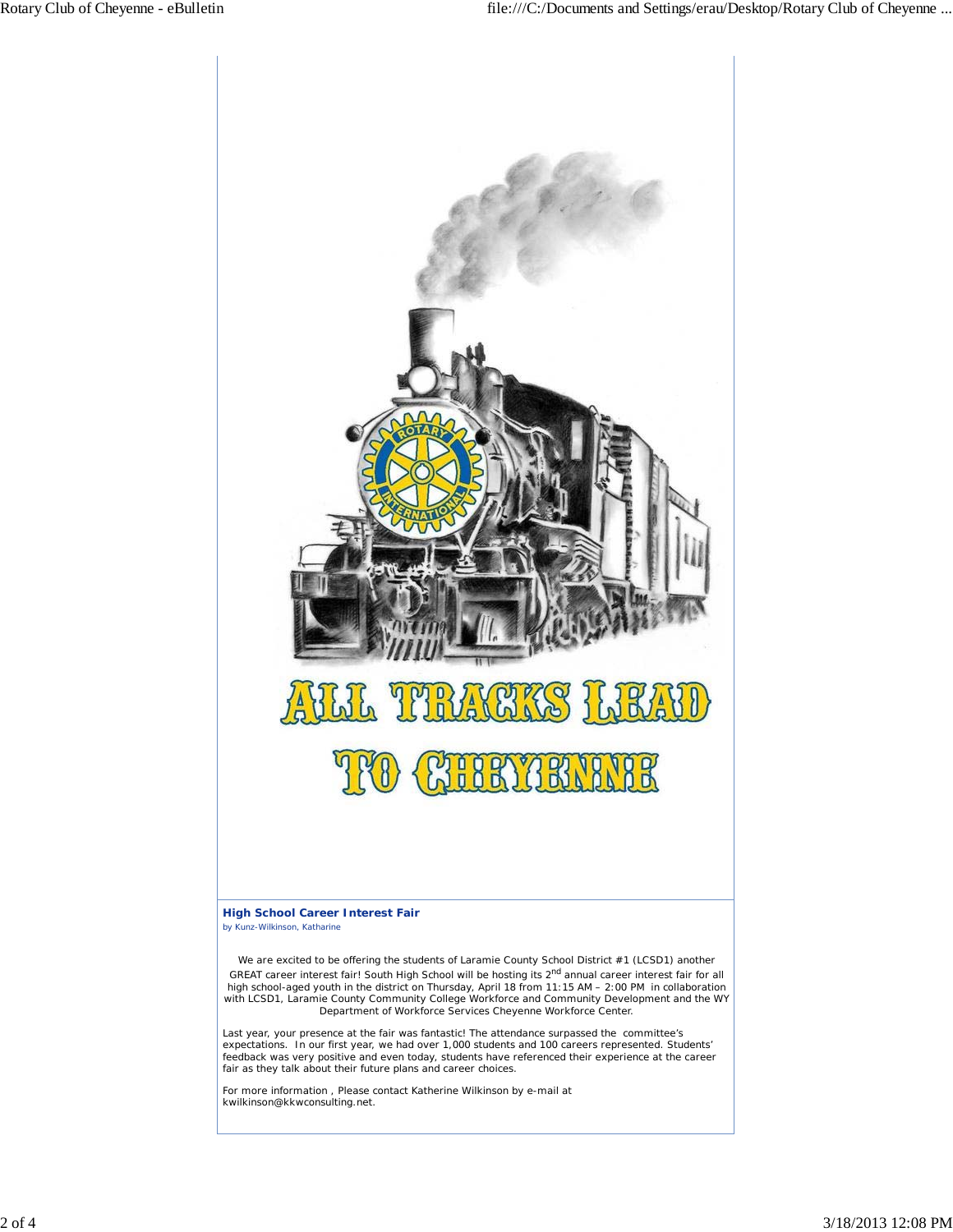ALL TRACKS LEAD TO CHEYENNE

### High School Career Interest Fair

*by Kunz-Wilkinson, Katharine*

We are excited to be offering the students of Laramie County School District #1 (LCSD1) another GREAT career interest fair! South High School will be hosting its 2nd annual career interest fair for all high school-aged youth in the district on Thursday, April 18 from 11:15 AM – 2:00 PM in collaboration with LCSD1, Laramie County Community College Workforce and Community Development and the WY Department of Workforce Services Cheyenne Workforce Center.

Last year, your presence at the fair was fantastic! The attendance surpassed the committee's expectations. In our first year, we had over 1,000 students and 100 careers represented. Students' feedback was very positive and even today, students have referenced their experience at the career fair as they talk about their future plans and career choices.

For more information , Please contact Katherine Wilkinson by e-mail at kwilkinson@kkwconsulting.net.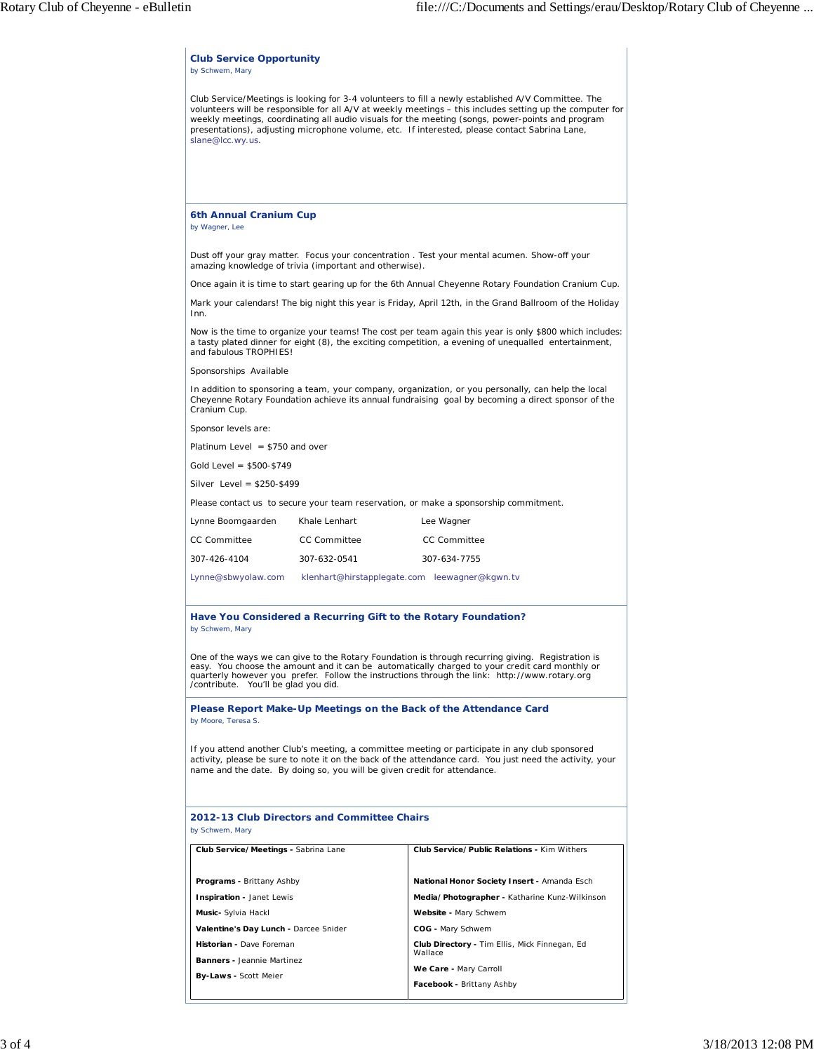## Club Service Opportunity

by Schwem, Mary

Club Service/Meetings is looking for 3-4 volunteers to fill a newly established A/V Committee. The volunteers will be responsible for all A/V at weekly meetings – this includes setting up the computer for weekly meetings, coordinating all audio visuals for the meeting (songs, power-points and program presentations), adjusting microphone volume, etc. If interested, please contact Sabrina Lane, slane@lcc.wy.us.

## 6th Annual Cranium Cup

by Wagner, Lee

Dust off your gray matter. Focus your concentration . Test your mental acumen. Show-off your amazing knowledge of trivia (important and otherwise).

Once again it is time to start gearing up for the 6th Annual Cheyenne Rotary Foundation Cranium Cup.

Mark your calendars! The big night this year is Friday, April 12th, in the Grand Ballroom of the Holiday Inn.

Now is the time to organize your teams! The cost per team again this year is only $800 which includes: a tasty plated dinner for eight (8), the exciting competition, a evening of unequalled entertainment, and fabulous TROPHIES!

Sponsorships Available

In addition to sponsoring a team, your company, organization, or you personally, can help the local Cheyenne Rotary Foundation achieve its annual fundraising goal by becoming a direct sponsor of the Cranium Cup.

Sponsor levels are:

Platinum Level = $750 and over

Gold Level = $500-$749

Silver Level = $250-$499

Please contact us to secure your team reservation, or make a sponsorship commitment.

| Lynne Boomgaarden | Khale Lenhart | Lee Wagner |
|---|---|---|
| CC Committee | CC Committee | CC Committee |
| 307-426-4104 | 307-632-0541 | 307-634-7755 |
| Lynne@sbwyolaw.com | klenhart@hirstapplegate.com | leewagner@kgwn.tv |

## Have You Considered a Recurring Gift to the Rotary Foundation?

by Schwem, Mary

One of the ways we can give to the Rotary Foundation is through recurring giving. Registration is easy. You choose the amount and it can be automatically charged to your credit card monthly or quarterly however you prefer. Follow the instructions through the link: http://www.rotary.org/contribute. You'll be glad you did.

## Please Report Make-Up Meetings on the Back of the Attendance Card

by Moore, Teresa S.

If you attend another Club's meeting, a committee meeting or participate in any club sponsored activity, please be sure to note it on the back of the attendance card. You just need the activity, your name and the date. By doing so, you will be given credit for attendance.

## 2012-13 Club Directors and Committee Chairs

by Schwem, Mary

| **Club Service/Meetings -** Sabrina Lane | **Club Service/Public Relations -** Kim Withers |
|---|---|
| **Programs -** Brittany Ashby | **National Honor Society Insert -** Amanda Esch |
| **Inspiration -** Janet Lewis | **Media/Photographer -** Katharine Kunz-Wilkinson |
| **Music-** Sylvia Hackl | **Website -** Mary Schwem |
| **Valentine's Day Lunch -** Darcee Snider | **COG -** Mary Schwem |
| **Historian -** Dave Foreman | **Club Directory -** Tim Ellis, Mick Finnegan, Ed Wallace |
| **Banners -** Jeannie Martinez | **We Care -** Mary Carroll |
| **By-Laws -** Scott Meier | **Facebook -** Brittany Ashby |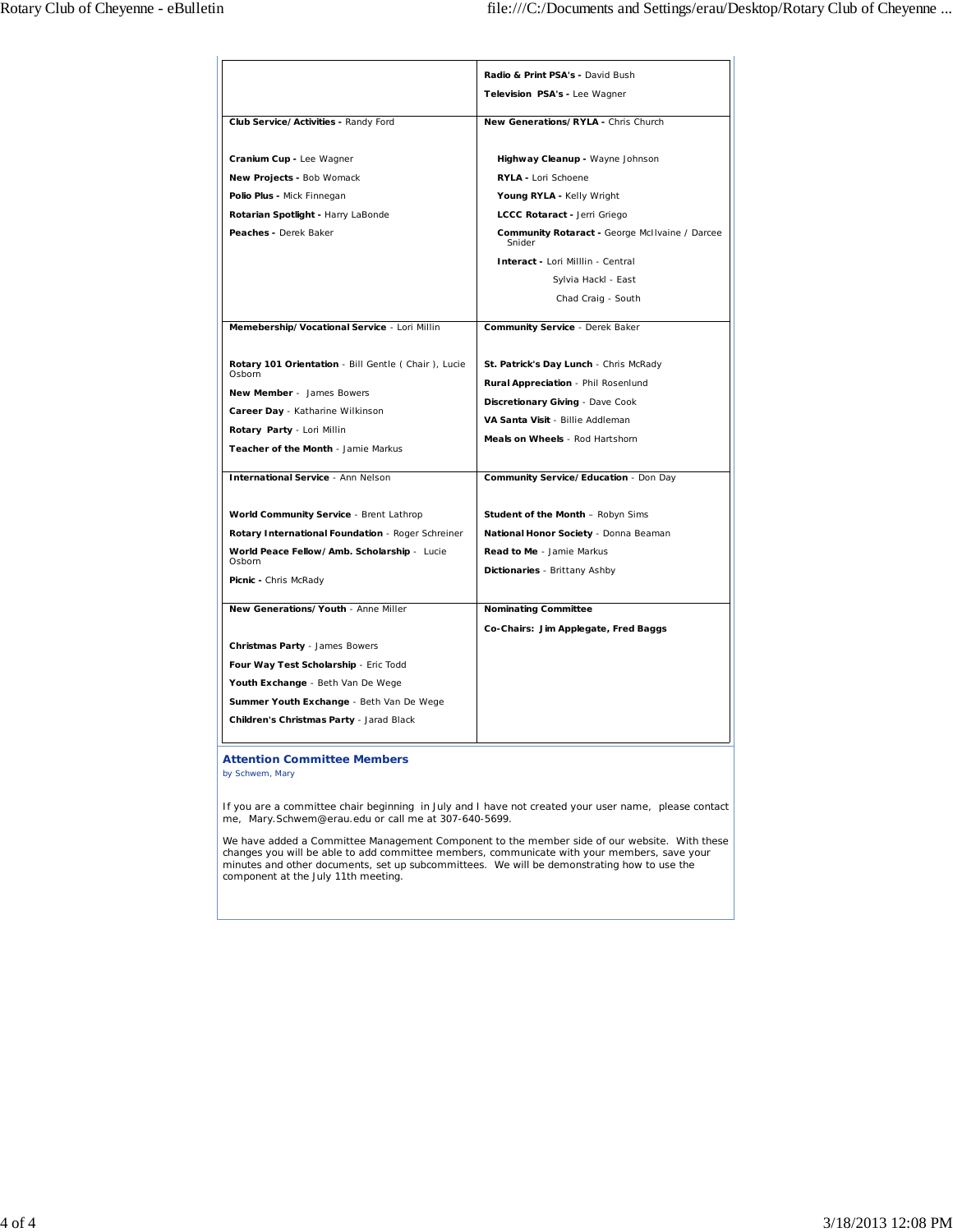| | |
|---|---|
| | **Radio & Print PSA's -** David Bush<br><br>**Television PSA's -** Lee Wagner |
| **Club Service/Activities -** Randy Ford<br><br>**Cranium Cup -** Lee Wagner<br><br>**New Projects -** Bob Womack<br><br>**Polio Plus -** Mick Finnegan<br><br>**Rotarian Spotlight -** Harry LaBonde<br><br>**Peaches -** Derek Baker | **New Generations/RYLA -** Chris Church<br><br>**Highway Cleanup -** Wayne Johnson<br><br>**RYLA -** Lori Schoene<br><br>**Young RYLA -** Kelly Wright<br><br>**LCCC Rotaract -** Jerri Griego<br><br>**Community Rotaract -** George McIlvaine / Darcee Snider<br><br>**Interact -** Lori Milllin - Central<br>Sylvia Hackl - East<br>Chad Craig - South |
| **Memebership/Vocational Service** - Lori Millin<br><br>**Rotary 101 Orientation** - Bill Gentle ( Chair ), Lucie Osborn<br><br>**New Member** - James Bowers<br><br>**Career Day** - Katharine Wilkinson<br><br>**Rotary Party** - Lori Millin<br><br>**Teacher of the Month** - Jamie Markus | **Community Service** - Derek Baker<br><br>**St. Patrick's Day Lunch** - Chris McRady<br><br>**Rural Appreciation** - Phil Rosenlund<br><br>**Discretionary Giving** - Dave Cook<br><br>**VA Santa Visit** - Billie Addleman<br><br>**Meals on Wheels** - Rod Hartshorn |
| **International Service** - Ann Nelson<br><br>**World Community Service** - Brent Lathrop<br><br>**Rotary International Foundation** - Roger Schreiner<br><br>**World Peace Fellow/Amb. Scholarship** - Lucie Osborn<br><br>**Picnic -** Chris McRady | **Community Service/Education** - Don Day<br><br>**Student of the Month** – Robyn Sims<br><br>**National Honor Society** - Donna Beaman<br><br>**Read to Me** - Jamie Markus<br><br>**Dictionaries** - Brittany Ashby |
| **New Generations/Youth** - Anne Miller<br><br>**Christmas Party** - James Bowers<br><br>**Four Way Test Scholarship** - Eric Todd<br><br>**Youth Exchange** - Beth Van De Wege<br><br>**Summer Youth Exchange** - Beth Van De Wege<br><br>**Children's Christmas Party** - Jarad Black | **Nominating Committee**<br><br>**Co-Chairs: Jim Applegate, Fred Baggs** |

## Attention Committee Members

by Schwem, Mary

If you are a committee chair beginning in July and I have not created your user name, please contact me, Mary.Schwem@erau.edu or call me at 307-640-5699.

We have added a Committee Management Component to the member side of our website. With these changes you will be able to add committee members, communicate with your members, save your minutes and other documents, set up subcommittees. We will be demonstrating how to use the component at the July 11th meeting.